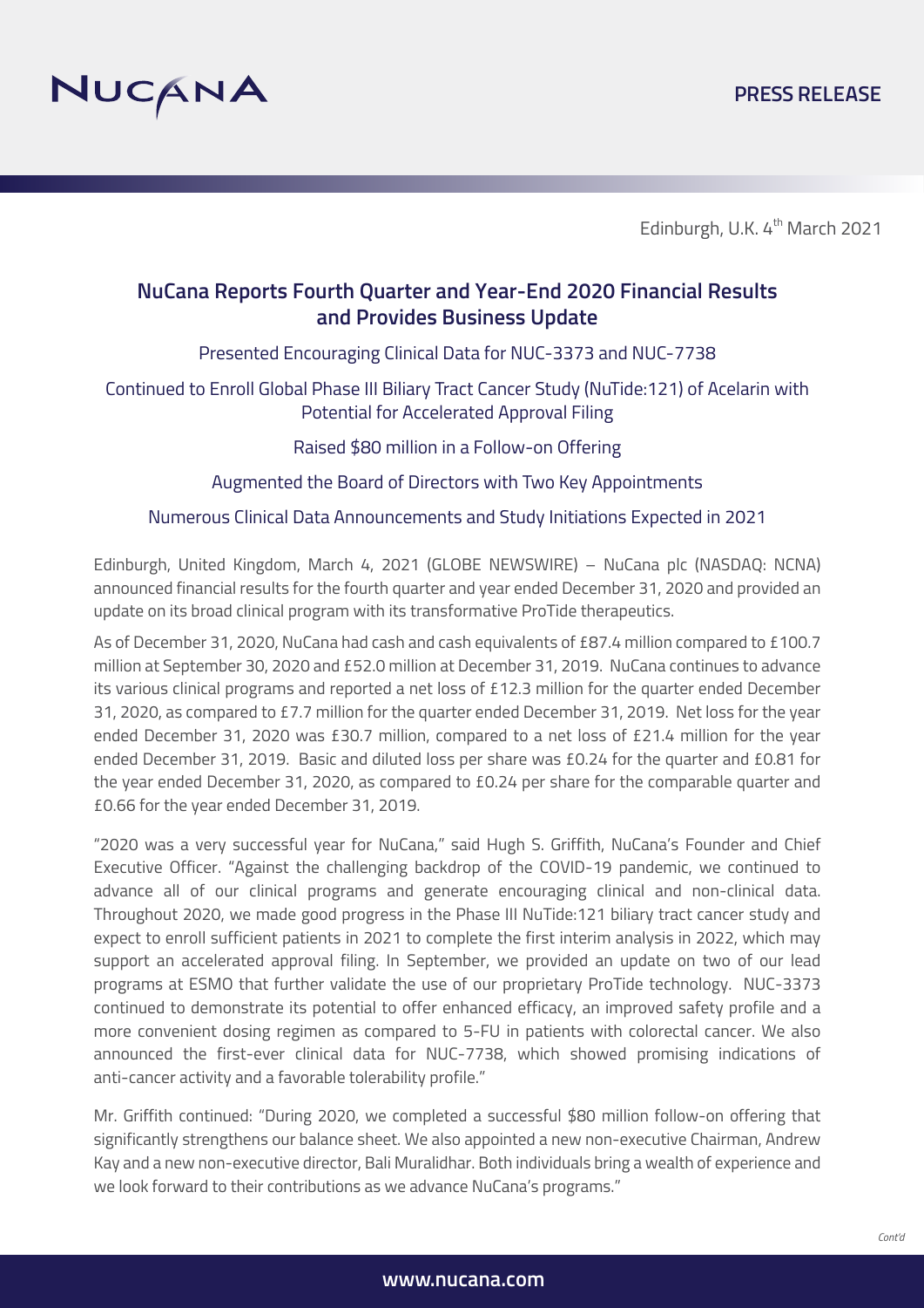NUCANA

PRESS RELEASE

Edinburgh, U.K. 4th March 2021

# NuCana Reports Fourth Quarter and Year-End 2020 Financial Results and Provides Business Update

Presented Encouraging Clinical Data for NUC-3373 and NUC-7738

Continued to Enroll Global Phase III Biliary Tract Cancer Study (NuTide:121) of Acelarin with Potential for Accelerated Approval Filing

Raised $80 million in a Follow-on Offering

Augmented the Board of Directors with Two Key Appointments

Numerous Clinical Data Announcements and Study Initiations Expected in 2021

Edinburgh, United Kingdom, March 4, 2021 (GLOBE NEWSWIRE) – NuCana plc (NASDAQ: NCNA) announced financial results for the fourth quarter and year ended December 31, 2020 and provided an update on its broad clinical program with its transformative ProTide therapeutics.

As of December 31, 2020, NuCana had cash and cash equivalents of £87.4 million compared to £100.7 million at September 30, 2020 and £52.0 million at December 31, 2019. NuCana continues to advance its various clinical programs and reported a net loss of £12.3 million for the quarter ended December 31, 2020, as compared to £7.7 million for the quarter ended December 31, 2019. Net loss for the year ended December 31, 2020 was £30.7 million, compared to a net loss of £21.4 million for the year ended December 31, 2019. Basic and diluted loss per share was £0.24 for the quarter and £0.81 for the year ended December 31, 2020, as compared to £0.24 per share for the comparable quarter and £0.66 for the year ended December 31, 2019.

"2020 was a very successful year for NuCana," said Hugh S. Griffith, NuCana's Founder and Chief Executive Officer. "Against the challenging backdrop of the COVID-19 pandemic, we continued to advance all of our clinical programs and generate encouraging clinical and non-clinical data. Throughout 2020, we made good progress in the Phase III NuTide:121 biliary tract cancer study and expect to enroll sufficient patients in 2021 to complete the first interim analysis in 2022, which may support an accelerated approval filing. In September, we provided an update on two of our lead programs at ESMO that further validate the use of our proprietary ProTide technology. NUC-3373 continued to demonstrate its potential to offer enhanced efficacy, an improved safety profile and a more convenient dosing regimen as compared to 5-FU in patients with colorectal cancer. We also announced the first-ever clinical data for NUC-7738, which showed promising indications of anti-cancer activity and a favorable tolerability profile."

Mr. Griffith continued: "During 2020, we completed a successful $80 million follow-on offering that significantly strengthens our balance sheet. We also appointed a new non-executive Chairman, Andrew Kay and a new non-executive director, Bali Muralidhar. Both individuals bring a wealth of experience and we look forward to their contributions as we advance NuCana's programs."

*Cont'd*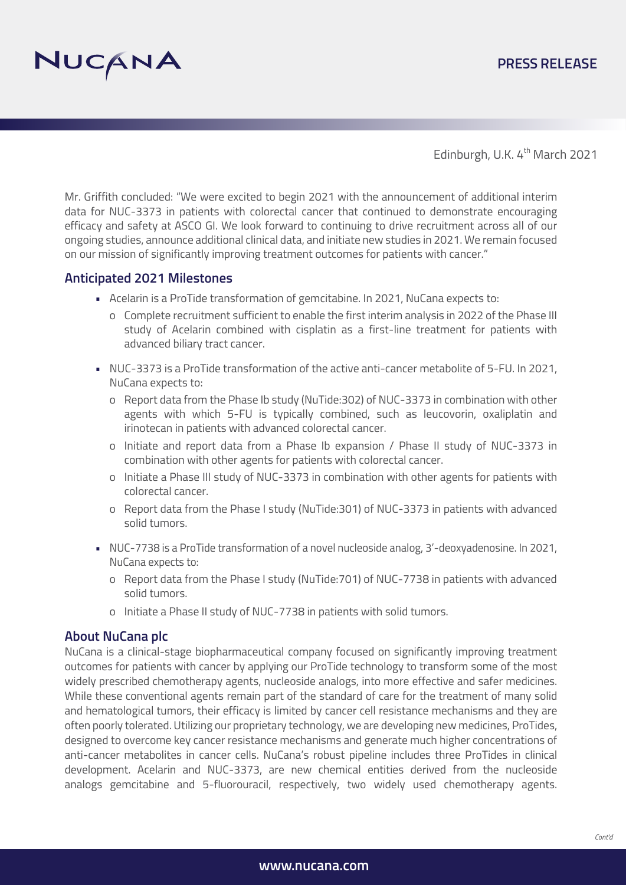Edinburgh, U.K. 4th March 2021

Mr. Griffith concluded: "We were excited to begin 2021 with the announcement of additional interim data for NUC-3373 in patients with colorectal cancer that continued to demonstrate encouraging efficacy and safety at ASCO GI. We look forward to continuing to drive recruitment across all of our ongoing studies, announce additional clinical data, and initiate new studies in 2021. We remain focused on our mission of significantly improving treatment outcomes for patients with cancer."

## Anticipated 2021 Milestones

- Acelarin is a ProTide transformation of gemcitabine. In 2021, NuCana expects to:
  - Complete recruitment sufficient to enable the first interim analysis in 2022 of the Phase III study of Acelarin combined with cisplatin as a first-line treatment for patients with advanced biliary tract cancer.
- NUC-3373 is a ProTide transformation of the active anti-cancer metabolite of 5-FU. In 2021, NuCana expects to:
  - Report data from the Phase Ib study (NuTide:302) of NUC-3373 in combination with other agents with which 5-FU is typically combined, such as leucovorin, oxaliplatin and irinotecan in patients with advanced colorectal cancer.
  - Initiate and report data from a Phase Ib expansion / Phase II study of NUC-3373 in combination with other agents for patients with colorectal cancer.
  - Initiate a Phase III study of NUC-3373 in combination with other agents for patients with colorectal cancer.
  - Report data from the Phase I study (NuTide:301) of NUC-3373 in patients with advanced solid tumors.
- NUC-7738 is a ProTide transformation of a novel nucleoside analog, 3'-deoxyadenosine. In 2021, NuCana expects to:
  - Report data from the Phase I study (NuTide:701) of NUC-7738 in patients with advanced solid tumors.
  - Initiate a Phase II study of NUC-7738 in patients with solid tumors.

## About NuCana plc

NuCana is a clinical-stage biopharmaceutical company focused on significantly improving treatment outcomes for patients with cancer by applying our ProTide technology to transform some of the most widely prescribed chemotherapy agents, nucleoside analogs, into more effective and safer medicines. While these conventional agents remain part of the standard of care for the treatment of many solid and hematological tumors, their efficacy is limited by cancer cell resistance mechanisms and they are often poorly tolerated. Utilizing our proprietary technology, we are developing new medicines, ProTides, designed to overcome key cancer resistance mechanisms and generate much higher concentrations of anti-cancer metabolites in cancer cells. NuCana's robust pipeline includes three ProTides in clinical development. Acelarin and NUC-3373, are new chemical entities derived from the nucleoside analogs gemcitabine and 5-fluorouracil, respectively, two widely used chemotherapy agents.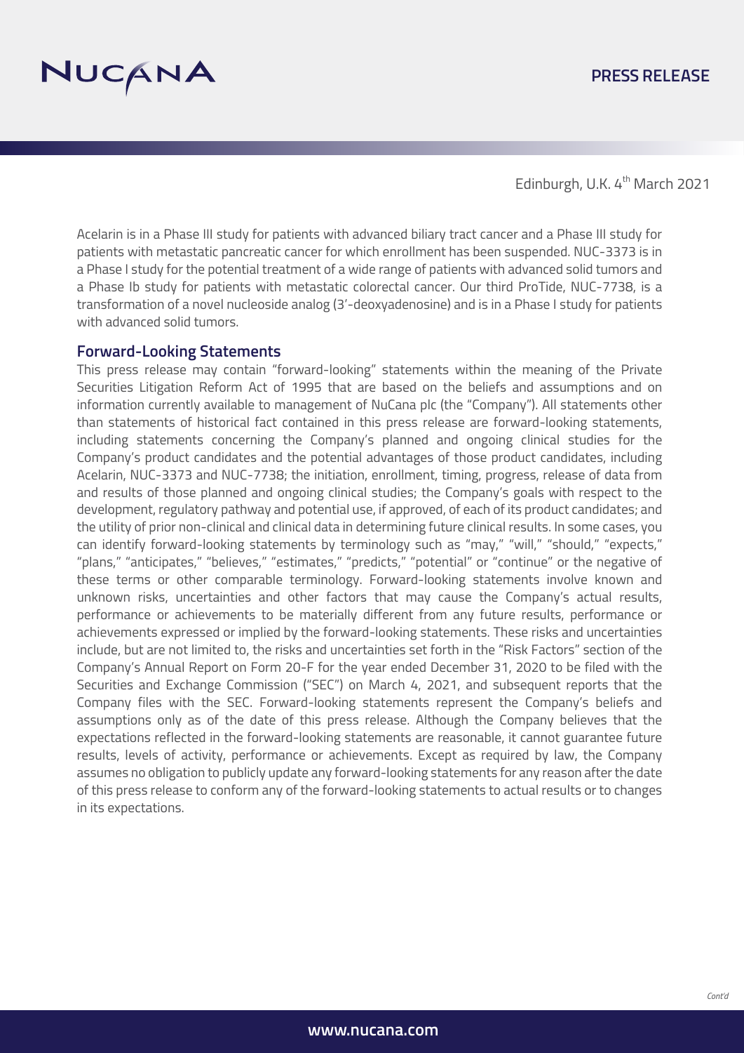Edinburgh, U.K. 4th March 2021

Acelarin is in a Phase III study for patients with advanced biliary tract cancer and a Phase III study for patients with metastatic pancreatic cancer for which enrollment has been suspended. NUC-3373 is in a Phase I study for the potential treatment of a wide range of patients with advanced solid tumors and a Phase Ib study for patients with metastatic colorectal cancer. Our third ProTide, NUC-7738, is a transformation of a novel nucleoside analog (3'-deoxyadenosine) and is in a Phase I study for patients with advanced solid tumors.

## Forward-Looking Statements

This press release may contain "forward-looking" statements within the meaning of the Private Securities Litigation Reform Act of 1995 that are based on the beliefs and assumptions and on information currently available to management of NuCana plc (the "Company"). All statements other than statements of historical fact contained in this press release are forward-looking statements, including statements concerning the Company's planned and ongoing clinical studies for the Company's product candidates and the potential advantages of those product candidates, including Acelarin, NUC-3373 and NUC-7738; the initiation, enrollment, timing, progress, release of data from and results of those planned and ongoing clinical studies; the Company's goals with respect to the development, regulatory pathway and potential use, if approved, of each of its product candidates; and the utility of prior non-clinical and clinical data in determining future clinical results. In some cases, you can identify forward-looking statements by terminology such as "may," "will," "should," "expects," "plans," "anticipates," "believes," "estimates," "predicts," "potential" or "continue" or the negative of these terms or other comparable terminology. Forward-looking statements involve known and unknown risks, uncertainties and other factors that may cause the Company's actual results, performance or achievements to be materially different from any future results, performance or achievements expressed or implied by the forward-looking statements. These risks and uncertainties include, but are not limited to, the risks and uncertainties set forth in the "Risk Factors" section of the Company's Annual Report on Form 20-F for the year ended December 31, 2020 to be filed with the Securities and Exchange Commission ("SEC") on March 4, 2021, and subsequent reports that the Company files with the SEC. Forward-looking statements represent the Company's beliefs and assumptions only as of the date of this press release. Although the Company believes that the expectations reflected in the forward-looking statements are reasonable, it cannot guarantee future results, levels of activity, performance or achievements. Except as required by law, the Company assumes no obligation to publicly update any forward-looking statements for any reason after the date of this press release to conform any of the forward-looking statements to actual results or to changes in its expectations.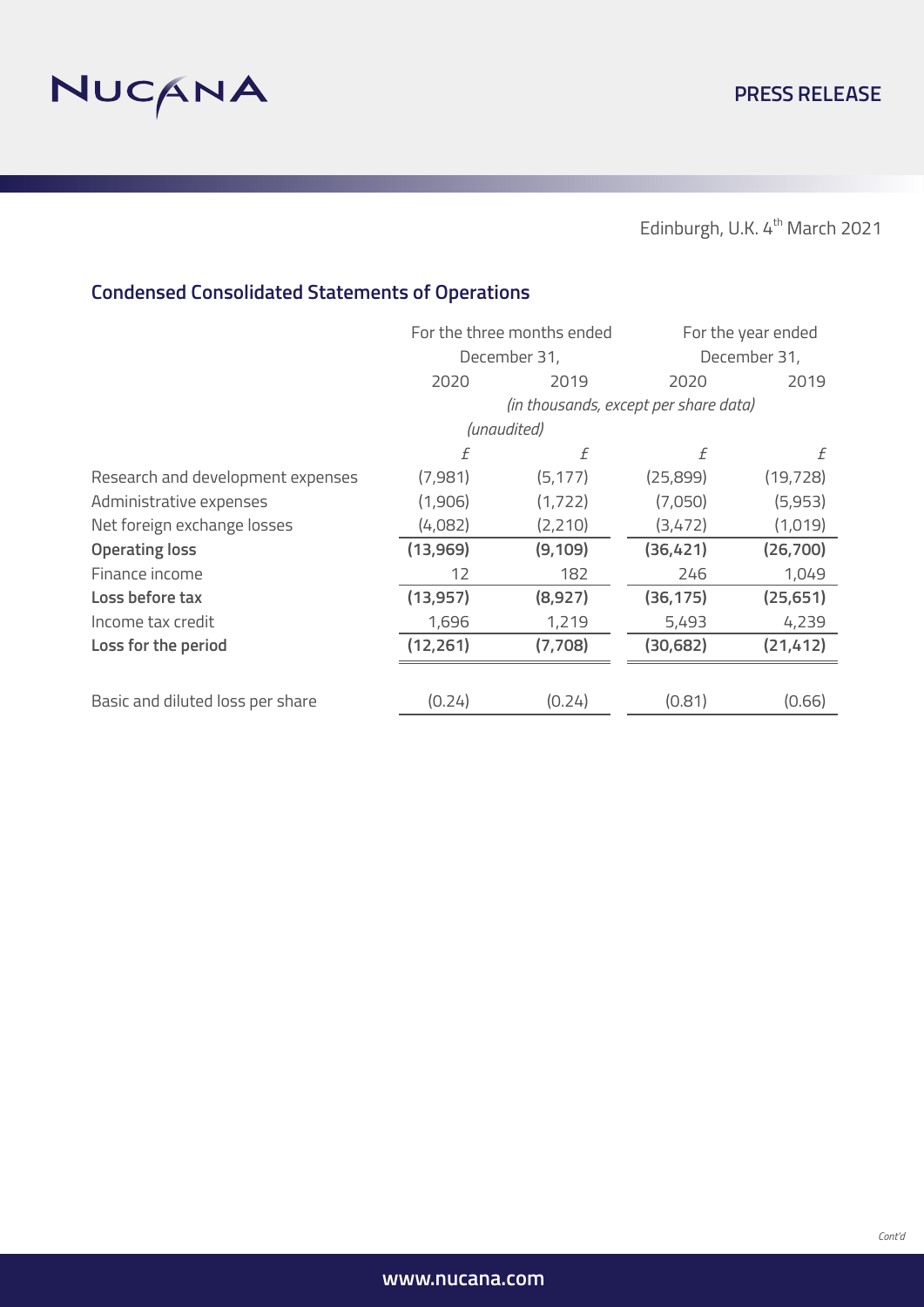Edinburgh, U.K. 4th March 2021

## Condensed Consolidated Statements of Operations

| | For the three months ended December 31, | | For the year ended December 31, | |
|---|---|---|---|---|
| | 2020 | 2019 | 2020 | 2019 |
| | *(in thousands, except per share data)* | | | |
| | *(unaudited)* | | | |
| | £ | £ | £ | £ |
| Research and development expenses | (7,981) | (5,177) | (25,899) | (19,728) |
| Administrative expenses | (1,906) | (1,722) | (7,050) | (5,953) |
| Net foreign exchange losses | (4,082) | (2,210) | (3,472) | (1,019) |
| **Operating loss** | **(13,969)** | **(9,109)** | **(36,421)** | **(26,700)** |
| Finance income | 12 | 182 | 246 | 1,049 |
| **Loss before tax** | **(13,957)** | **(8,927)** | **(36,175)** | **(25,651)** |
| Income tax credit | 1,696 | 1,219 | 5,493 | 4,239 |
| **Loss for the period** | **(12,261)** | **(7,708)** | **(30,682)** | **(21,412)** |
| Basic and diluted loss per share | (0.24) | (0.24) | (0.81) | (0.66) |

*Cont'd*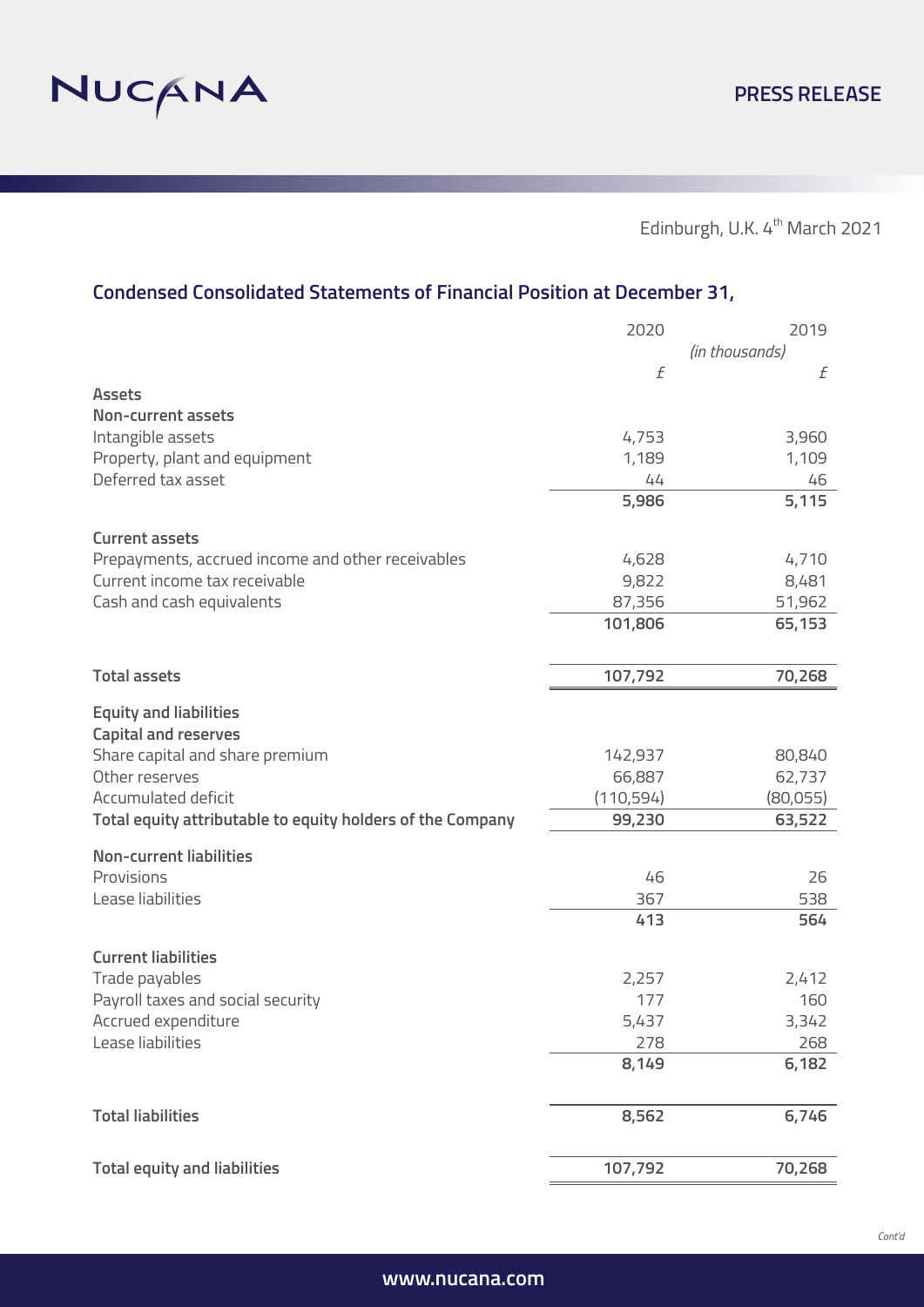Edinburgh, U.K. 4th March 2021

## Condensed Consolidated Statements of Financial Position at December 31,

| | 2020 | 2019 |
|---|---|---|
| | *(in thousands)* | |
| | £ | £ |
| **Assets** | | |
| **Non-current assets** | | |
| Intangible assets | 4,753 | 3,960 |
| Property, plant and equipment | 1,189 | 1,109 |
| Deferred tax asset | 44 | 46 |
| | **5,986** | **5,115** |
| **Current assets** | | |
| Prepayments, accrued income and other receivables | 4,628 | 4,710 |
| Current income tax receivable | 9,822 | 8,481 |
| Cash and cash equivalents | 87,356 | 51,962 |
| | **101,806** | **65,153** |
| **Total assets** | **107,792** | **70,268** |
| **Equity and liabilities** | | |
| **Capital and reserves** | | |
| Share capital and share premium | 142,937 | 80,840 |
| Other reserves | 66,887 | 62,737 |
| Accumulated deficit | (110,594) | (80,055) |
| **Total equity attributable to equity holders of the Company** | **99,230** | **63,522** |
| **Non-current liabilities** | | |
| Provisions | 46 | 26 |
| Lease liabilities | 367 | 538 |
| | **413** | **564** |
| **Current liabilities** | | |
| Trade payables | 2,257 | 2,412 |
| Payroll taxes and social security | 177 | 160 |
| Accrued expenditure | 5,437 | 3,342 |
| Lease liabilities | 278 | 268 |
| | **8,149** | **6,182** |
| **Total liabilities** | **8,562** | **6,746** |
| **Total equity and liabilities** | **107,792** | **70,268** |

*Cont'd*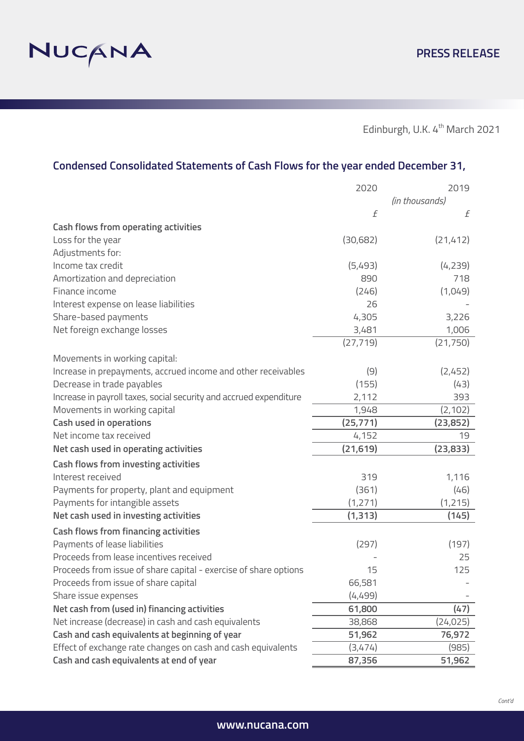Edinburgh, U.K. 4th March 2021

## Condensed Consolidated Statements of Cash Flows for the year ended December 31,

| | 2020 | 2019 |
|---|---|---|
| | *(in thousands)* | |
| | £ | £ |
| **Cash flows from operating activities** | | |
| Loss for the year | (30,682) | (21,412) |
| Adjustments for: | | |
| Income tax credit | (5,493) | (4,239) |
| Amortization and depreciation | 890 | 718 |
| Finance income | (246) | (1,049) |
| Interest expense on lease liabilities | 26 | - |
| Share-based payments | 4,305 | 3,226 |
| Net foreign exchange losses | 3,481 | 1,006 |
| | (27,719) | (21,750) |
| Movements in working capital: | | |
| Increase in prepayments, accrued income and other receivables | (9) | (2,452) |
| Decrease in trade payables | (155) | (43) |
| Increase in payroll taxes, social security and accrued expenditure | 2,112 | 393 |
| Movements in working capital | 1,948 | (2,102) |
| **Cash used in operations** | **(25,771)** | **(23,852)** |
| Net income tax received | 4,152 | 19 |
| **Net cash used in operating activities** | **(21,619)** | **(23,833)** |
| **Cash flows from investing activities** | | |
| Interest received | 319 | 1,116 |
| Payments for property, plant and equipment | (361) | (46) |
| Payments for intangible assets | (1,271) | (1,215) |
| **Net cash used in investing activities** | **(1,313)** | **(145)** |
| **Cash flows from financing activities** | | |
| Payments of lease liabilities | (297) | (197) |
| Proceeds from lease incentives received | - | 25 |
| Proceeds from issue of share capital - exercise of share options | 15 | 125 |
| Proceeds from issue of share capital | 66,581 | - |
| Share issue expenses | (4,499) | - |
| **Net cash from (used in) financing activities** | **61,800** | **(47)** |
| Net increase (decrease) in cash and cash equivalents | 38,868 | (24,025) |
| **Cash and cash equivalents at beginning of year** | **51,962** | **76,972** |
| Effect of exchange rate changes on cash and cash equivalents | (3,474) | (985) |
| **Cash and cash equivalents at end of year** | **87,356** | **51,962** |

*Cont'd*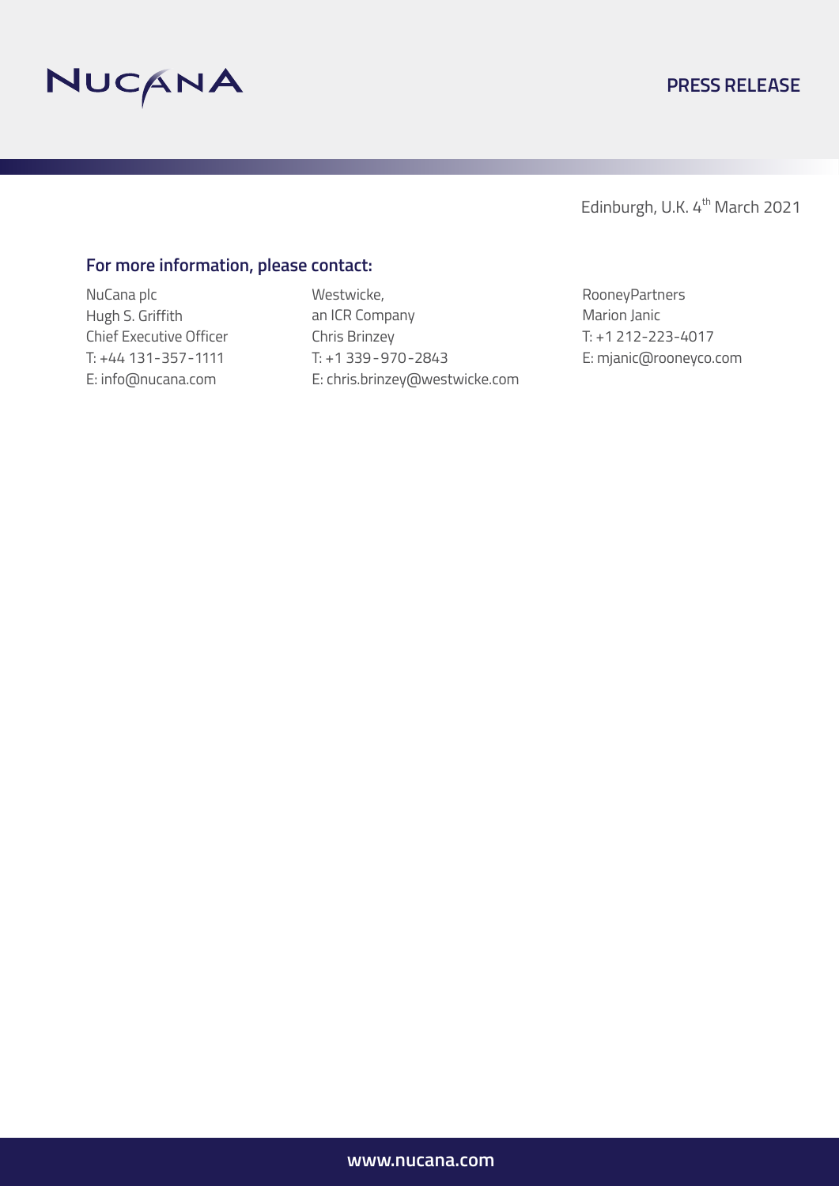NUCANA

PRESS RELEASE

Edinburgh, U.K. 4th March 2021

**For more information, please contact:**

NuCana plc
Hugh S. Griffith
Chief Executive Officer
T: +44 131-357-1111
E: info@nucana.com

Westwicke,
an ICR Company
Chris Brinzey
T: +1 339-970-2843
E: chris.brinzey@westwicke.com

RooneyPartners
Marion Janic
T: +1 212-223-4017
E: mjanic@rooneyco.com

www.nucana.com